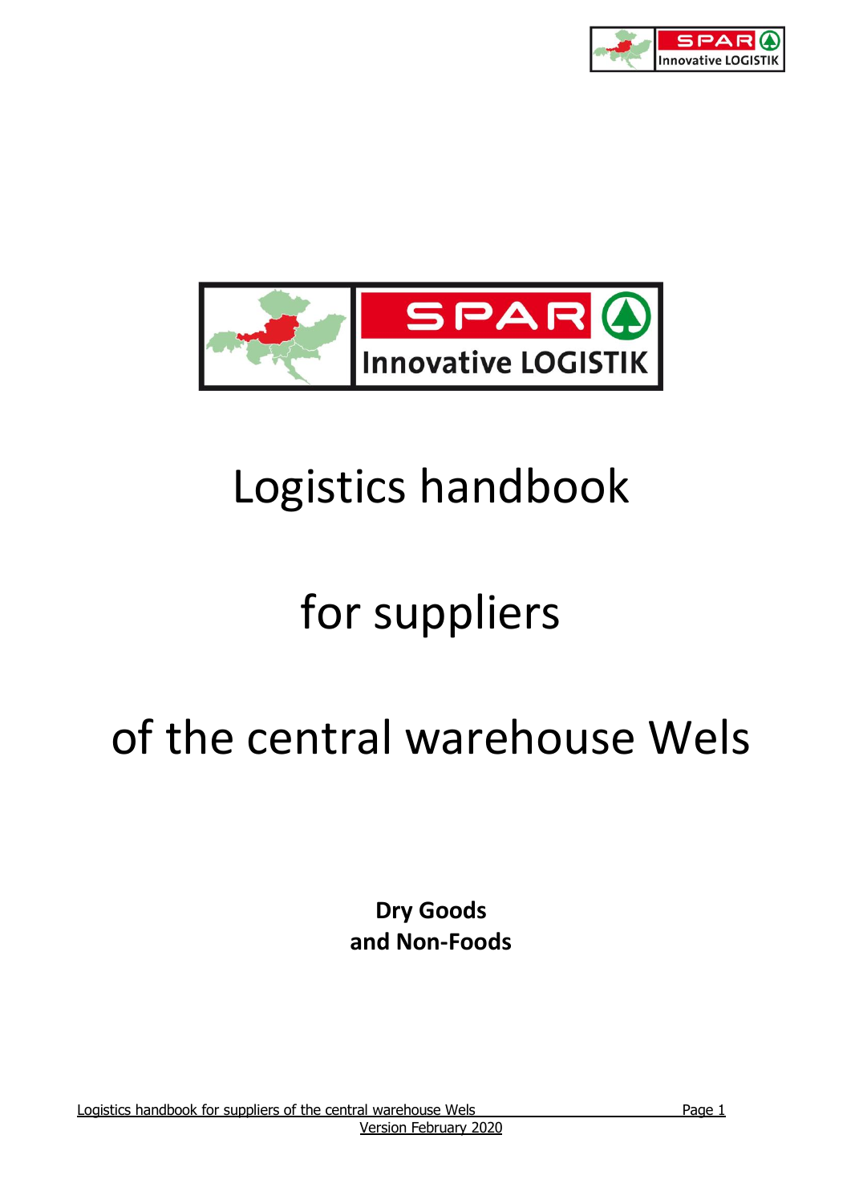# Logistics handbook

# for suppliers

# of the central warehouse Wels

**Dry Goods and Non-Foods**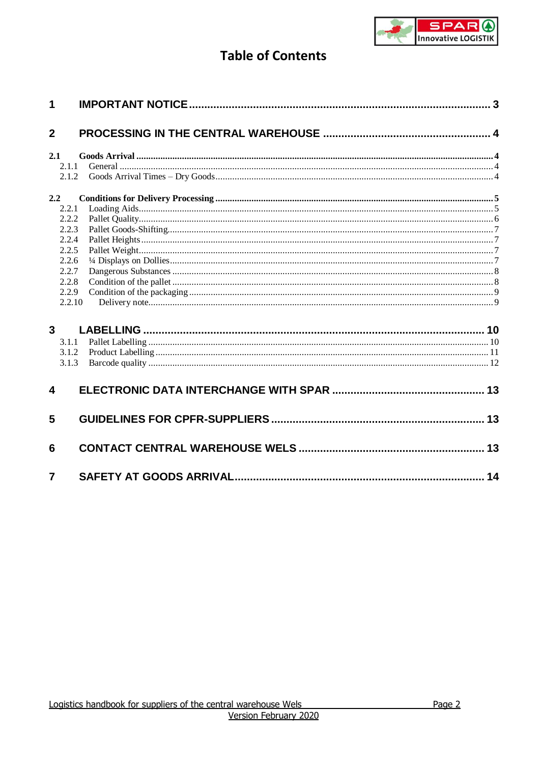# Table of Contents

**1 IMPORTANT NOTICE ........ 3**

**2 PROCESSING IN THE CENTRAL WAREHOUSE ........ 4**

**2.1 Goods Arrival ........ 4**
- 2.1.1 General ........ 4
- 2.1.2 Goods Arrival Times – Dry Goods ........ 4

**2.2 Conditions for Delivery Processing ........ 5**
- 2.2.1 Loading Aids ........ 5
- 2.2.2 Pallet Quality ........ 6
- 2.2.3 Pallet Goods-Shifting ........ 7
- 2.2.4 Pallet Heights ........ 7
- 2.2.5 Pallet Weight ........ 7
- 2.2.6 ¼ Displays on Dollies ........ 7
- 2.2.7 Dangerous Substances ........ 8
- 2.2.8 Condition of the pallet ........ 8
- 2.2.9 Condition of the packaging ........ 9
- 2.2.10 Delivery note ........ 9

**3 LABELLING ........ 10**
- 3.1.1 Pallet Labelling ........ 10
- 3.1.2 Product Labelling ........ 11
- 3.1.3 Barcode quality ........ 12

**4 ELECTRONIC DATA INTERCHANGE WITH SPAR ........ 13**

**5 GUIDELINES FOR CPFR-SUPPLIERS ........ 13**

**6 CONTACT CENTRAL WAREHOUSE WELS ........ 13**

**7 SAFETY AT GOODS ARRIVAL ........ 14**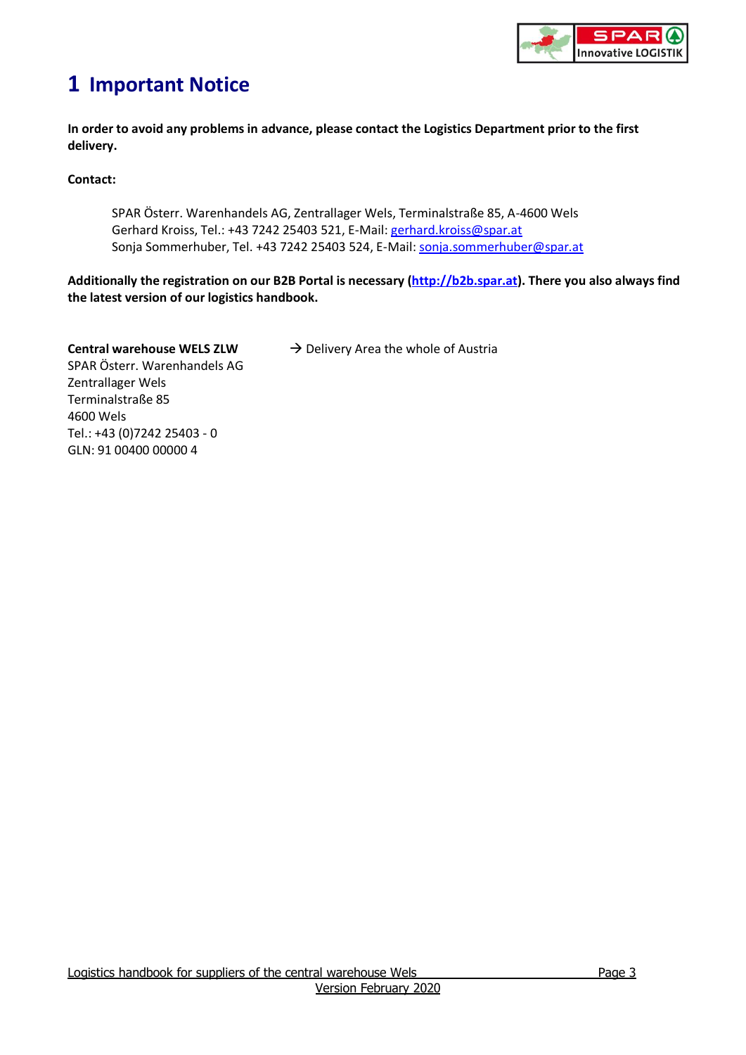# 1 Important Notice

**In order to avoid any problems in advance, please contact the Logistics Department prior to the first delivery.**

**Contact:**

> SPAR Österr. Warenhandels AG, Zentrallager Wels, Terminalstraße 85, A-4600 Wels
> Gerhard Kroiss, Tel.: +43 7242 25403 521, E-Mail: gerhard.kroiss@spar.at
> Sonja Sommerhuber, Tel. +43 7242 25403 524, E-Mail: sonja.sommerhuber@spar.at

**Additionally the registration on our B2B Portal is necessary (http://b2b.spar.at). There you also always find the latest version of our logistics handbook.**

**Central warehouse WELS ZLW** → Delivery Area the whole of Austria
SPAR Österr. Warenhandels AG
Zentrallager Wels
Terminalstraße 85
4600 Wels
Tel.: +43 (0)7242 25403 - 0
GLN: 91 00400 00000 4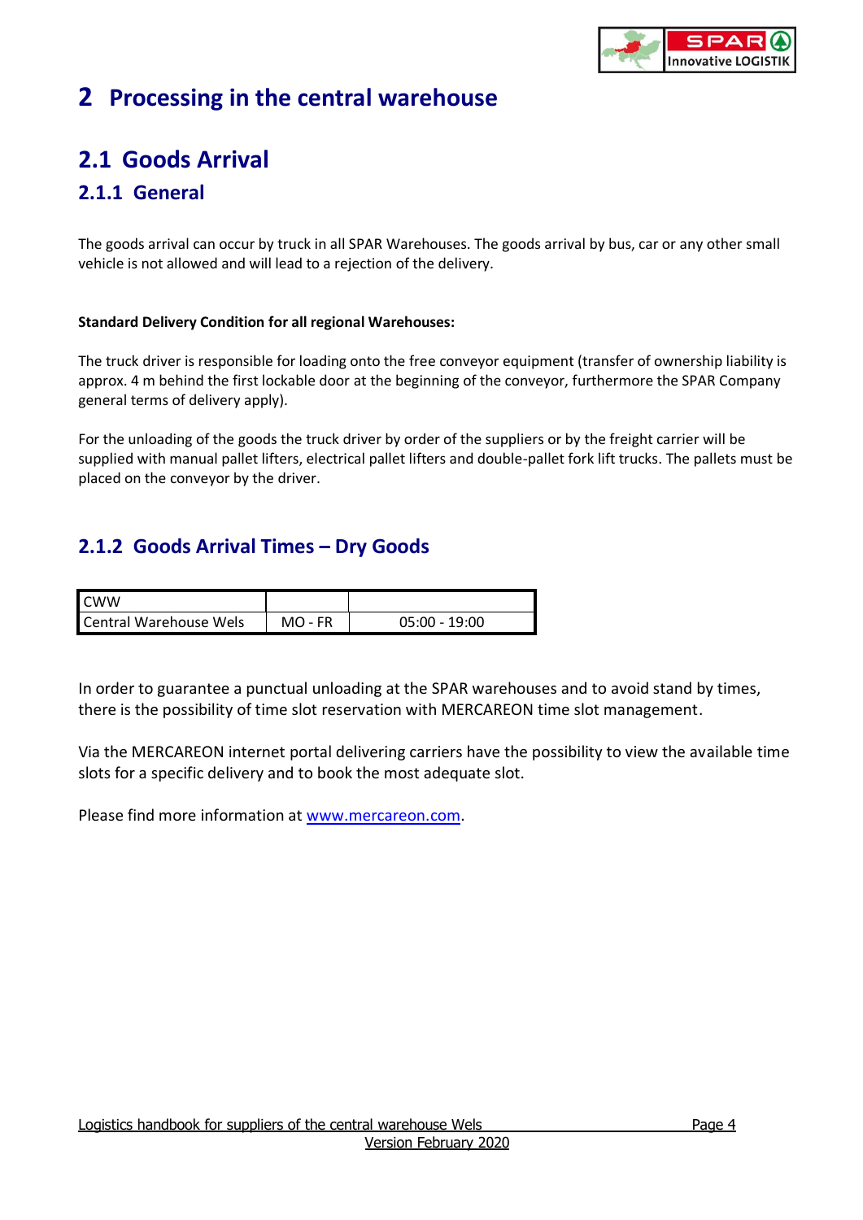# 2 Processing in the central warehouse

## 2.1 Goods Arrival

### 2.1.1 General

The goods arrival can occur by truck in all SPAR Warehouses. The goods arrival by bus, car or any other small vehicle is not allowed and will lead to a rejection of the delivery.

**Standard Delivery Condition for all regional Warehouses:**

The truck driver is responsible for loading onto the free conveyor equipment (transfer of ownership liability is approx. 4 m behind the first lockable door at the beginning of the conveyor, furthermore the SPAR Company general terms of delivery apply).

For the unloading of the goods the truck driver by order of the suppliers or by the freight carrier will be supplied with manual pallet lifters, electrical pallet lifters and double-pallet fork lift trucks. The pallets must be placed on the conveyor by the driver.

### 2.1.2 Goods Arrival Times – Dry Goods

| CWW | | |
|---|---|---|
| Central Warehouse Wels | MO - FR | 05:00 - 19:00 |

In order to guarantee a punctual unloading at the SPAR warehouses and to avoid stand by times, there is the possibility of time slot reservation with MERCAREON time slot management.

Via the MERCAREON internet portal delivering carriers have the possibility to view the available time slots for a specific delivery and to book the most adequate slot.

Please find more information at www.mercareon.com.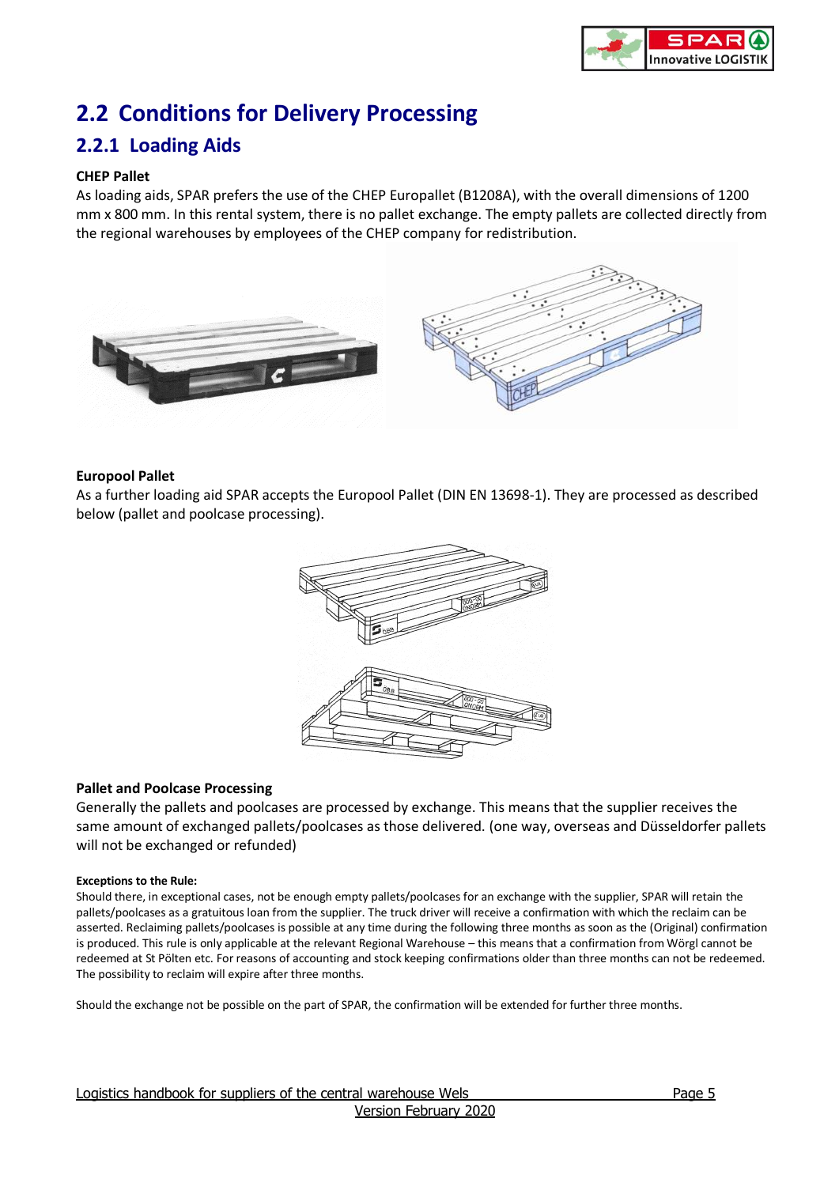## 2.2 Conditions for Delivery Processing

### 2.2.1 Loading Aids

**CHEP Pallet**

As loading aids, SPAR prefers the use of the CHEP Europallet (B1208A), with the overall dimensions of 1200 mm x 800 mm. In this rental system, there is no pallet exchange. The empty pallets are collected directly from the regional warehouses by employees of the CHEP company for redistribution.

**Europool Pallet**

As a further loading aid SPAR accepts the Europool Pallet (DIN EN 13698-1). They are processed as described below (pallet and poolcase processing).

**Pallet and Poolcase Processing**

Generally the pallets and poolcases are processed by exchange. This means that the supplier receives the same amount of exchanged pallets/poolcases as those delivered. (one way, overseas and Düsseldorfer pallets will not be exchanged or refunded)

**Exceptions to the Rule:**

Should there, in exceptional cases, not be enough empty pallets/poolcases for an exchange with the supplier, SPAR will retain the pallets/poolcases as a gratuitous loan from the supplier. The truck driver will receive a confirmation with which the reclaim can be asserted. Reclaiming pallets/poolcases is possible at any time during the following three months as soon as the (Original) confirmation is produced. This rule is only applicable at the relevant Regional Warehouse – this means that a confirmation from Wörgl cannot be redeemed at St Pölten etc. For reasons of accounting and stock keeping confirmations older than three months can not be redeemed. The possibility to reclaim will expire after three months.

Should the exchange not be possible on the part of SPAR, the confirmation will be extended for further three months.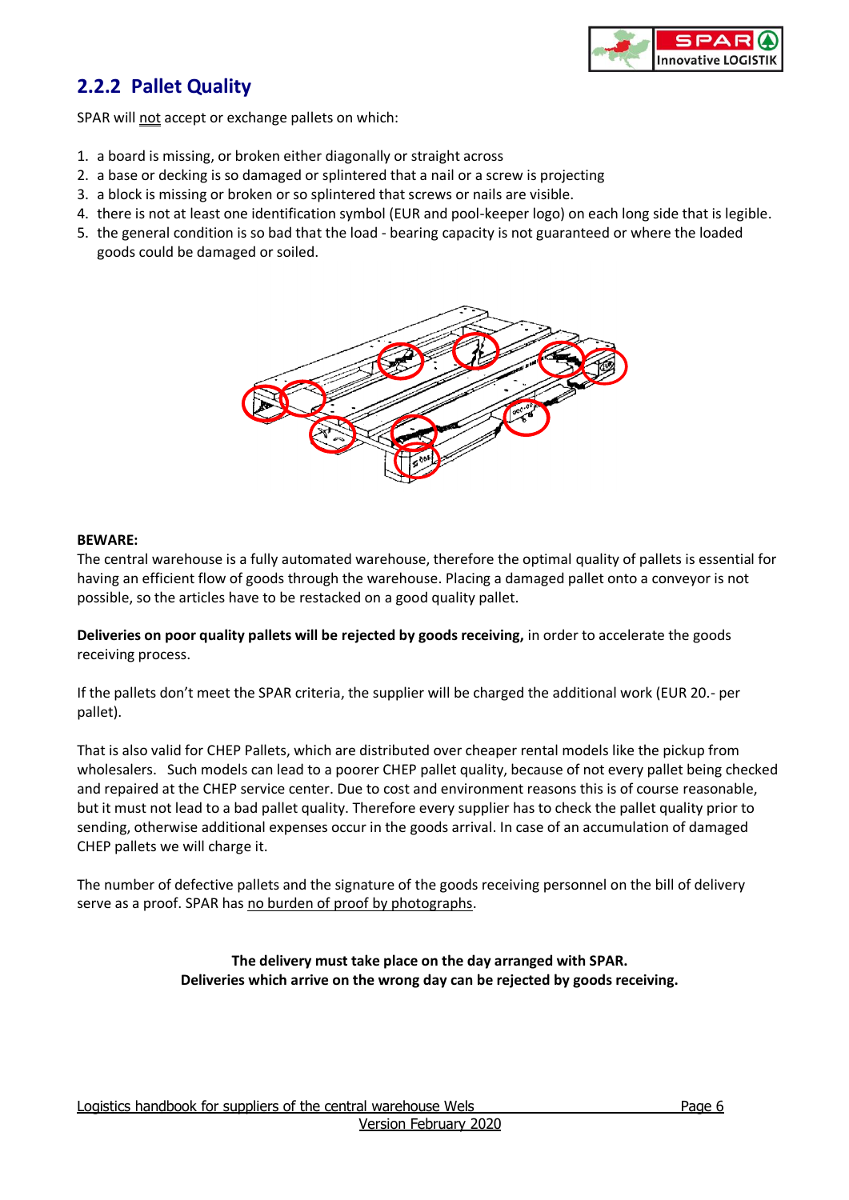## 2.2.2 Pallet Quality

SPAR will not accept or exchange pallets on which:

1. a board is missing, or broken either diagonally or straight across
2. a base or decking is so damaged or splintered that a nail or a screw is projecting
3. a block is missing or broken or so splintered that screws or nails are visible.
4. there is not at least one identification symbol (EUR and pool-keeper logo) on each long side that is legible.
5. the general condition is so bad that the load - bearing capacity is not guaranteed or where the loaded goods could be damaged or soiled.

**BEWARE:**
The central warehouse is a fully automated warehouse, therefore the optimal quality of pallets is essential for having an efficient flow of goods through the warehouse. Placing a damaged pallet onto a conveyor is not possible, so the articles have to be restacked on a good quality pallet.

**Deliveries on poor quality pallets will be rejected by goods receiving,** in order to accelerate the goods receiving process.

If the pallets don't meet the SPAR criteria, the supplier will be charged the additional work (EUR 20.- per pallet).

That is also valid for CHEP Pallets, which are distributed over cheaper rental models like the pickup from wholesalers. Such models can lead to a poorer CHEP pallet quality, because of not every pallet being checked and repaired at the CHEP service center. Due to cost and environment reasons this is of course reasonable, but it must not lead to a bad pallet quality. Therefore every supplier has to check the pallet quality prior to sending, otherwise additional expenses occur in the goods arrival. In case of an accumulation of damaged CHEP pallets we will charge it.

The number of defective pallets and the signature of the goods receiving personnel on the bill of delivery serve as a proof. SPAR has no burden of proof by photographs.

**The delivery must take place on the day arranged with SPAR.**
**Deliveries which arrive on the wrong day can be rejected by goods receiving.**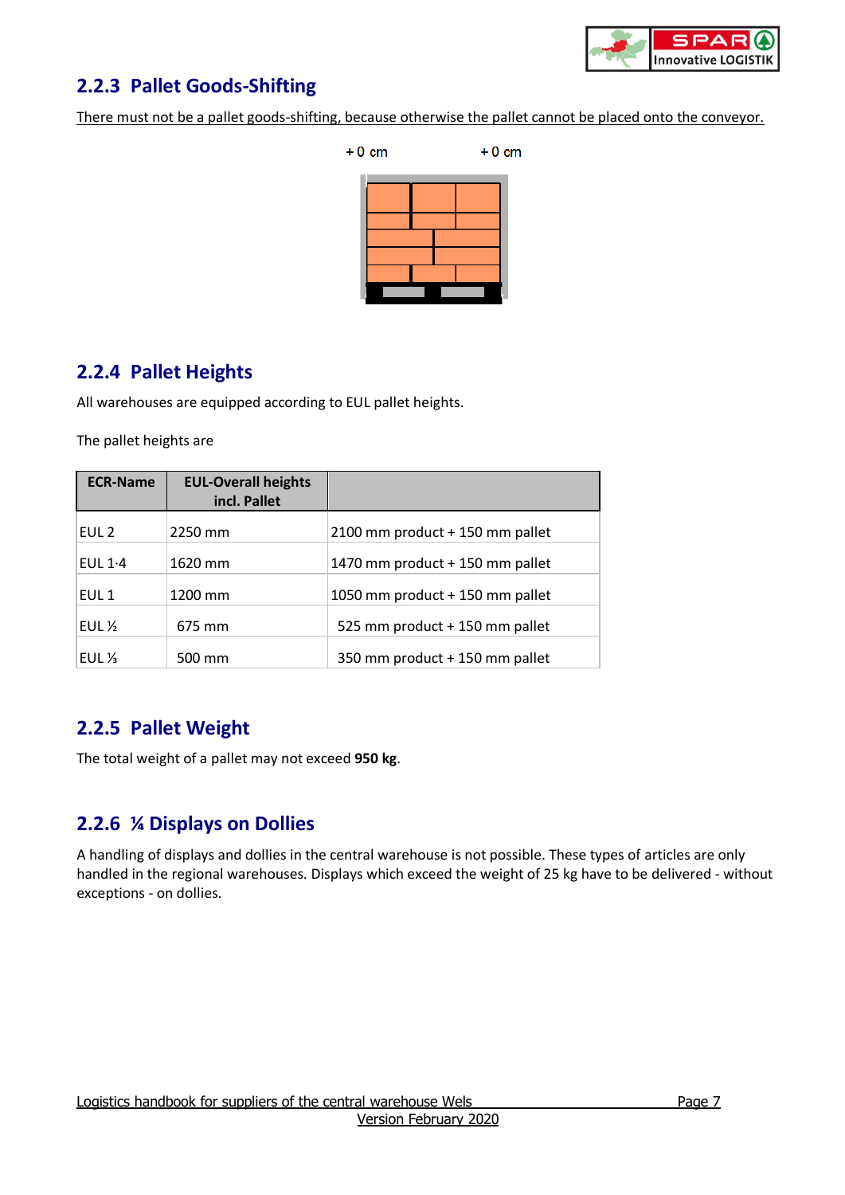## 2.2.3 Pallet Goods-Shifting

There must not be a pallet goods-shifting, because otherwise the pallet cannot be placed onto the conveyor.

+ 0 cm + 0 cm

## 2.2.4 Pallet Heights

All warehouses are equipped according to EUL pallet heights.

The pallet heights are

| ECR-Name | EUL-Overall heights incl. Pallet | |
|---|---|---|
| EUL 2 | 2250 mm | 2100 mm product + 150 mm pallet |
| EUL 1·4 | 1620 mm | 1470 mm product + 150 mm pallet |
| EUL 1 | 1200 mm | 1050 mm product + 150 mm pallet |
| EUL ½ | 675 mm | 525 mm product + 150 mm pallet |
| EUL ⅓ | 500 mm | 350 mm product + 150 mm pallet |

## 2.2.5 Pallet Weight

The total weight of a pallet may not exceed **950 kg**.

## 2.2.6 ¼ Displays on Dollies

A handling of displays and dollies in the central warehouse is not possible. These types of articles are only handled in the regional warehouses. Displays which exceed the weight of 25 kg have to be delivered - without exceptions - on dollies.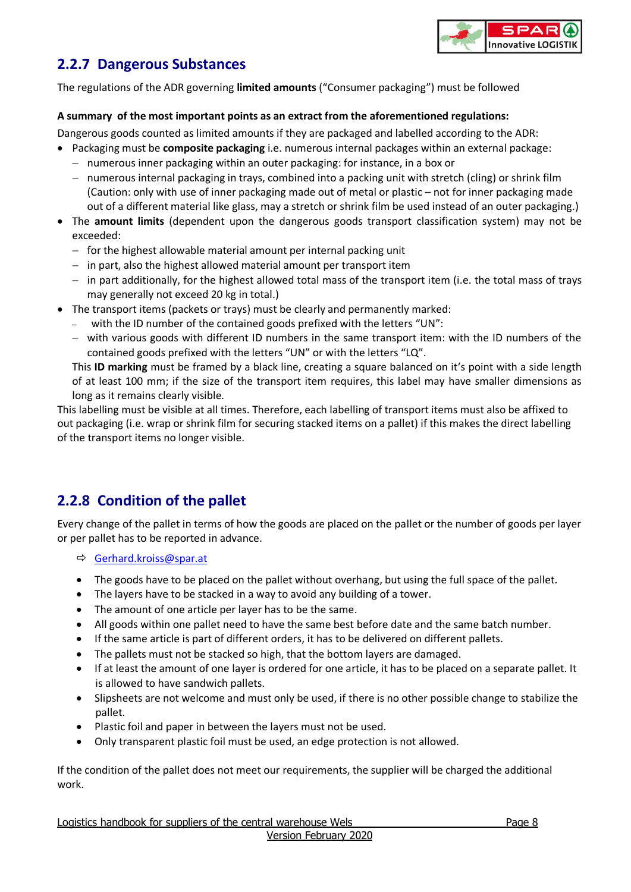## 2.2.7 Dangerous Substances

The regulations of the ADR governing **limited amounts** ("Consumer packaging") must be followed

**A summary of the most important points as an extract from the aforementioned regulations:**

Dangerous goods counted as limited amounts if they are packaged and labelled according to the ADR:

- Packaging must be **composite packaging** i.e. numerous internal packages within an external package:
  - numerous inner packaging within an outer packaging: for instance, in a box or
  - numerous internal packaging in trays, combined into a packing unit with stretch (cling) or shrink film (Caution: only with use of inner packaging made out of metal or plastic – not for inner packaging made out of a different material like glass, may a stretch or shrink film be used instead of an outer packaging.)
- The **amount limits** (dependent upon the dangerous goods transport classification system) may not be exceeded:
  - for the highest allowable material amount per internal packing unit
  - in part, also the highest allowed material amount per transport item
  - in part additionally, for the highest allowed total mass of the transport item (i.e. the total mass of trays may generally not exceed 20 kg in total.)
- The transport items (packets or trays) must be clearly and permanently marked:
  - with the ID number of the contained goods prefixed with the letters "UN":
  - with various goods with different ID numbers in the same transport item: with the ID numbers of the contained goods prefixed with the letters "UN" or with the letters "LQ".

  This **ID marking** must be framed by a black line, creating a square balanced on it's point with a side length of at least 100 mm; if the size of the transport item requires, this label may have smaller dimensions as long as it remains clearly visible.

This labelling must be visible at all times. Therefore, each labelling of transport items must also be affixed to out packaging (i.e. wrap or shrink film for securing stacked items on a pallet) if this makes the direct labelling of the transport items no longer visible.

## 2.2.8 Condition of the pallet

Every change of the pallet in terms of how the goods are placed on the pallet or the number of goods per layer or per pallet has to be reported in advance.

⇨ Gerhard.kroiss@spar.at

- The goods have to be placed on the pallet without overhang, but using the full space of the pallet.
- The layers have to be stacked in a way to avoid any building of a tower.
- The amount of one article per layer has to be the same.
- All goods within one pallet need to have the same best before date and the same batch number.
- If the same article is part of different orders, it has to be delivered on different pallets.
- The pallets must not be stacked so high, that the bottom layers are damaged.
- If at least the amount of one layer is ordered for one article, it has to be placed on a separate pallet. It is allowed to have sandwich pallets.
- Slipsheets are not welcome and must only be used, if there is no other possible change to stabilize the pallet.
- Plastic foil and paper in between the layers must not be used.
- Only transparent plastic foil must be used, an edge protection is not allowed.

If the condition of the pallet does not meet our requirements, the supplier will be charged the additional work.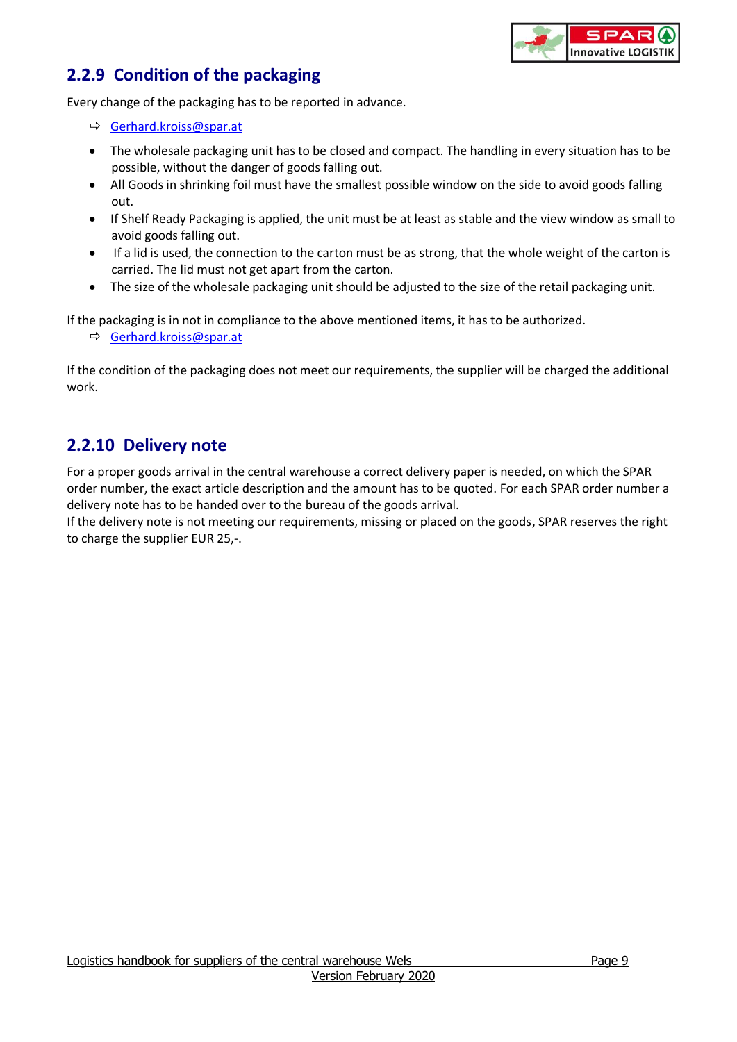## 2.2.9 Condition of the packaging

Every change of the packaging has to be reported in advance.

⇨ Gerhard.kroiss@spar.at

- The wholesale packaging unit has to be closed and compact. The handling in every situation has to be possible, without the danger of goods falling out.
- All Goods in shrinking foil must have the smallest possible window on the side to avoid goods falling out.
- If Shelf Ready Packaging is applied, the unit must be at least as stable and the view window as small to avoid goods falling out.
- If a lid is used, the connection to the carton must be as strong, that the whole weight of the carton is carried. The lid must not get apart from the carton.
- The size of the wholesale packaging unit should be adjusted to the size of the retail packaging unit.

If the packaging is in not in compliance to the above mentioned items, it has to be authorized.

⇨ Gerhard.kroiss@spar.at

If the condition of the packaging does not meet our requirements, the supplier will be charged the additional work.

## 2.2.10 Delivery note

For a proper goods arrival in the central warehouse a correct delivery paper is needed, on which the SPAR order number, the exact article description and the amount has to be quoted. For each SPAR order number a delivery note has to be handed over to the bureau of the goods arrival.
If the delivery note is not meeting our requirements, missing or placed on the goods, SPAR reserves the right to charge the supplier EUR 25,-.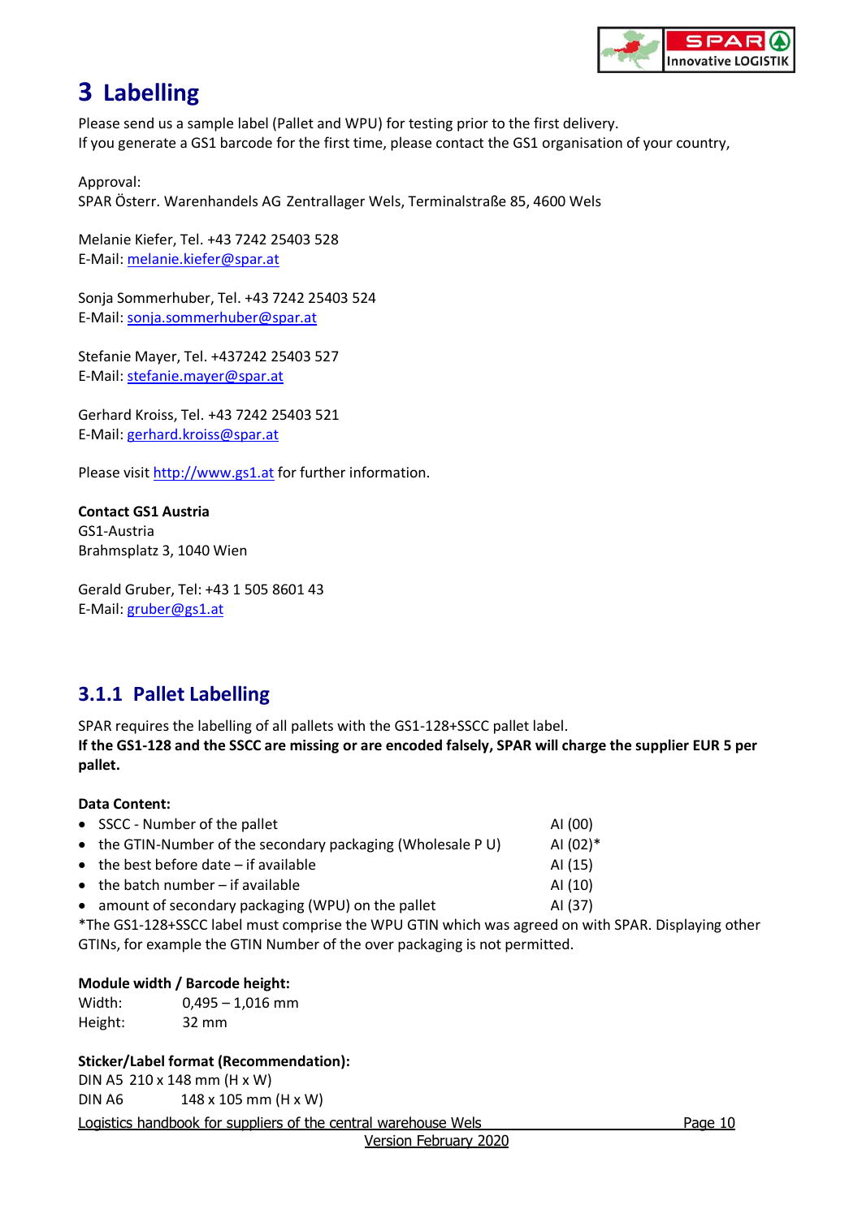# 3 Labelling

Please send us a sample label (Pallet and WPU) for testing prior to the first delivery.
If you generate a GS1 barcode for the first time, please contact the GS1 organisation of your country,

Approval:
SPAR Österr. Warenhandels AG Zentrallager Wels, Terminalstraße 85, 4600 Wels

Melanie Kiefer, Tel. +43 7242 25403 528
E-Mail: melanie.kiefer@spar.at

Sonja Sommerhuber, Tel. +43 7242 25403 524
E-Mail: sonja.sommerhuber@spar.at

Stefanie Mayer, Tel. +437242 25403 527
E-Mail: stefanie.mayer@spar.at

Gerhard Kroiss, Tel. +43 7242 25403 521
E-Mail: gerhard.kroiss@spar.at

Please visit http://www.gs1.at for further information.

**Contact GS1 Austria**
GS1-Austria
Brahmsplatz 3, 1040 Wien

Gerald Gruber, Tel: +43 1 505 8601 43
E-Mail: gruber@gs1.at

### 3.1.1 Pallet Labelling

SPAR requires the labelling of all pallets with the GS1-128+SSCC pallet label.
**If the GS1-128 and the SSCC are missing or are encoded falsely, SPAR will charge the supplier EUR 5 per pallet.**

**Data Content:**

- SSCC - Number of the pallet — AI (00)
- the GTIN-Number of the secondary packaging (Wholesale P U) — AI (02)*
- the best before date – if available — AI (15)
- the batch number – if available — AI (10)
- amount of secondary packaging (WPU) on the pallet — AI (37)

*The GS1-128+SSCC label must comprise the WPU GTIN which was agreed on with SPAR. Displaying other GTINs, for example the GTIN Number of the over packaging is not permitted.

**Module width / Barcode height:**
Width: 0,495 – 1,016 mm
Height: 32 mm

**Sticker/Label format (Recommendation):**
DIN A5 210 x 148 mm (H x W)
DIN A6 148 x 105 mm (H x W)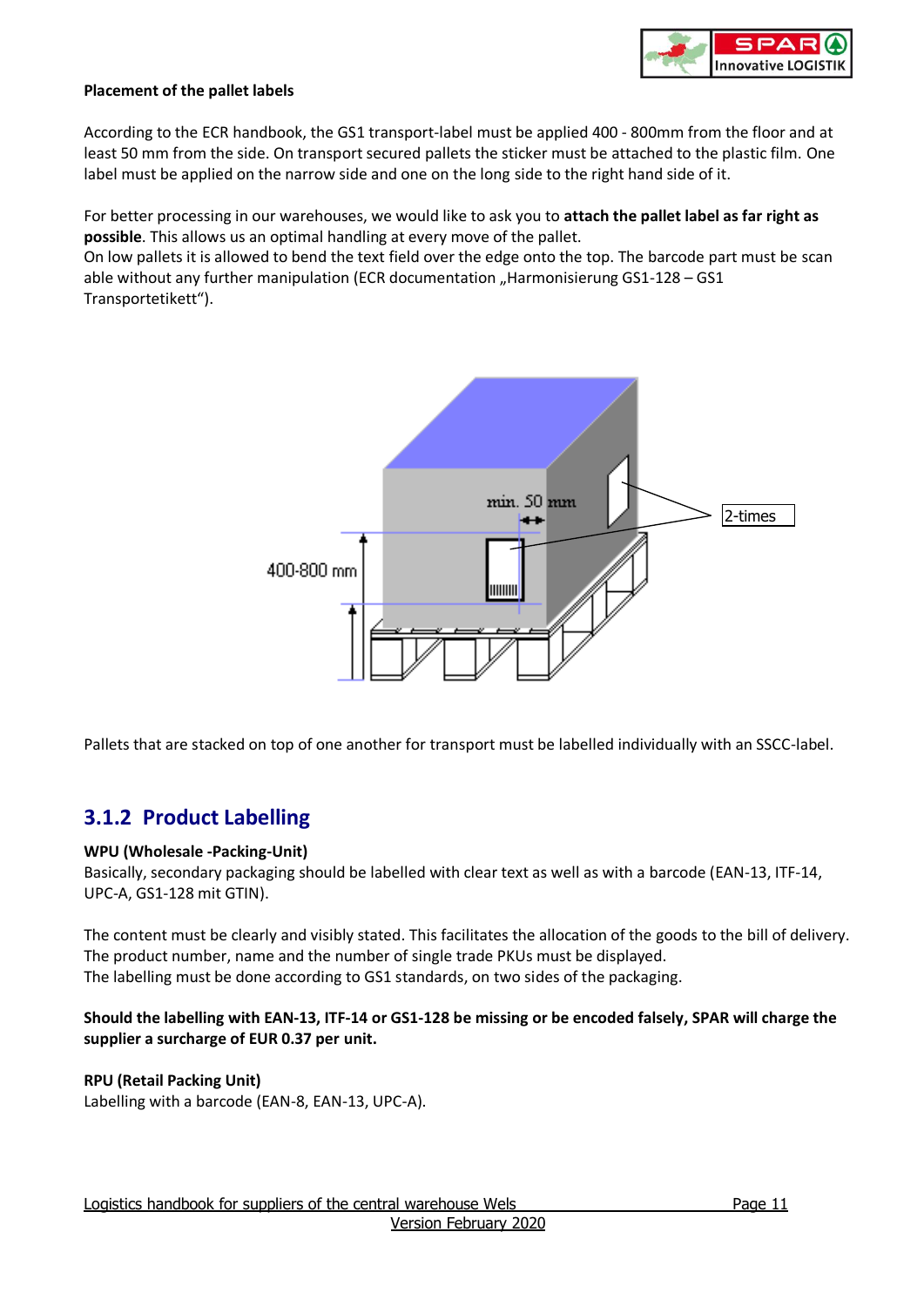**Placement of the pallet labels**

According to the ECR handbook, the GS1 transport-label must be applied 400 - 800mm from the floor and at least 50 mm from the side. On transport secured pallets the sticker must be attached to the plastic film. One label must be applied on the narrow side and one on the long side to the right hand side of it.

For better processing in our warehouses, we would like to ask you to **attach the pallet label as far right as possible**. This allows us an optimal handling at every move of the pallet.
On low pallets it is allowed to bend the text field over the edge onto the top. The barcode part must be scan able without any further manipulation (ECR documentation „Harmonisierung GS1-128 – GS1 Transportetikett").

Pallets that are stacked on top of one another for transport must be labelled individually with an SSCC-label.

## 3.1.2 Product Labelling

**WPU (Wholesale -Packing-Unit)**
Basically, secondary packaging should be labelled with clear text as well as with a barcode (EAN-13, ITF-14, UPC-A, GS1-128 mit GTIN).

The content must be clearly and visibly stated. This facilitates the allocation of the goods to the bill of delivery. The product number, name and the number of single trade PKUs must be displayed.
The labelling must be done according to GS1 standards, on two sides of the packaging.

**Should the labelling with EAN-13, ITF-14 or GS1-128 be missing or be encoded falsely, SPAR will charge the supplier a surcharge of EUR 0.37 per unit.**

**RPU (Retail Packing Unit)**
Labelling with a barcode (EAN-8, EAN-13, UPC-A).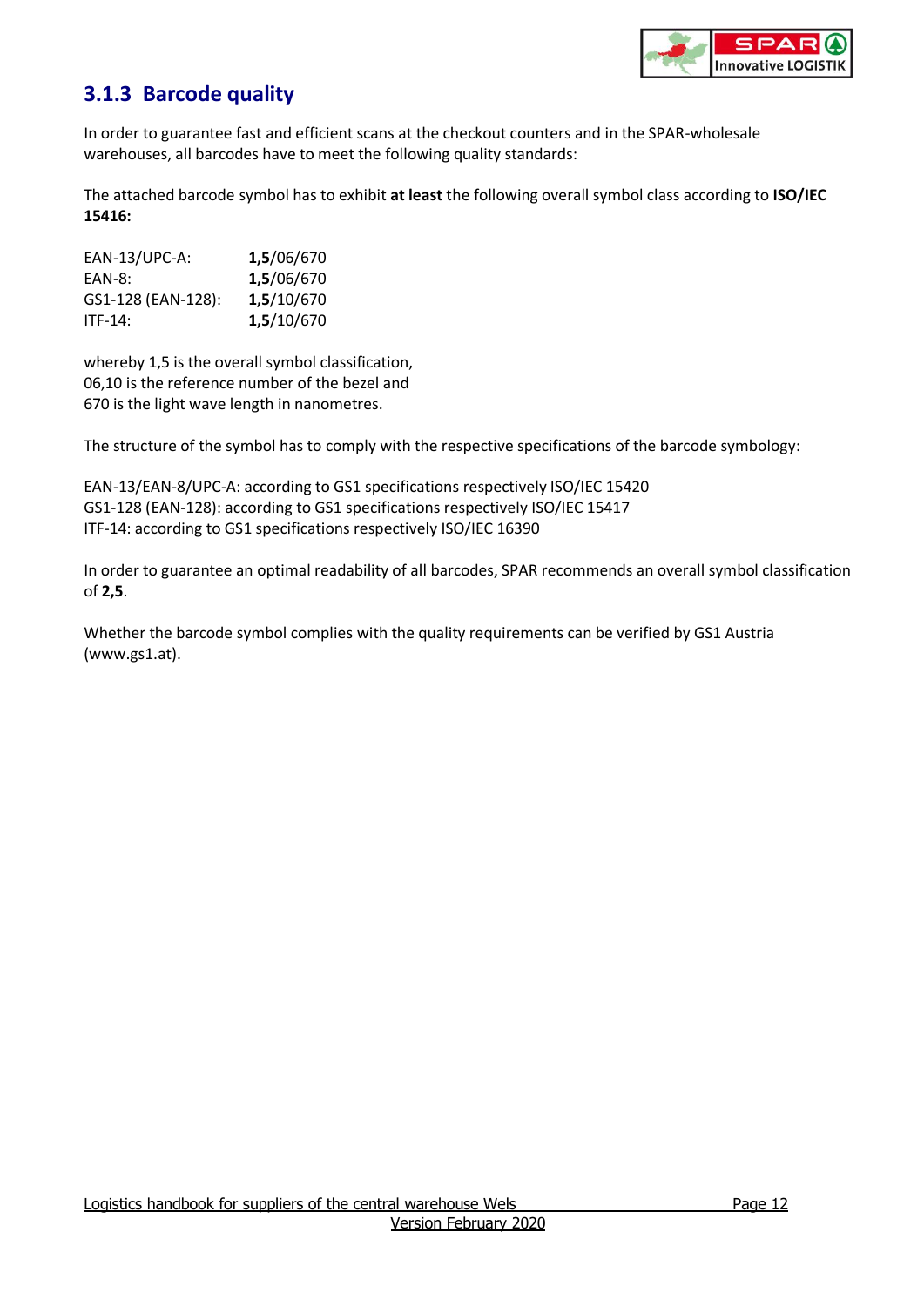### 3.1.3 Barcode quality

In order to guarantee fast and efficient scans at the checkout counters and in the SPAR-wholesale warehouses, all barcodes have to meet the following quality standards:

The attached barcode symbol has to exhibit **at least** the following overall symbol class according to **ISO/IEC 15416:**

| | |
|---|---|
| EAN-13/UPC-A: | **1,5**/06/670 |
| EAN-8: | **1,5**/06/670 |
| GS1-128 (EAN-128): | **1,5**/10/670 |
| ITF-14: | **1,5**/10/670 |

whereby 1,5 is the overall symbol classification,
06,10 is the reference number of the bezel and
670 is the light wave length in nanometres.

The structure of the symbol has to comply with the respective specifications of the barcode symbology:

EAN-13/EAN-8/UPC-A: according to GS1 specifications respectively ISO/IEC 15420
GS1-128 (EAN-128): according to GS1 specifications respectively ISO/IEC 15417
ITF-14: according to GS1 specifications respectively ISO/IEC 16390

In order to guarantee an optimal readability of all barcodes, SPAR recommends an overall symbol classification of **2,5**.

Whether the barcode symbol complies with the quality requirements can be verified by GS1 Austria (www.gs1.at).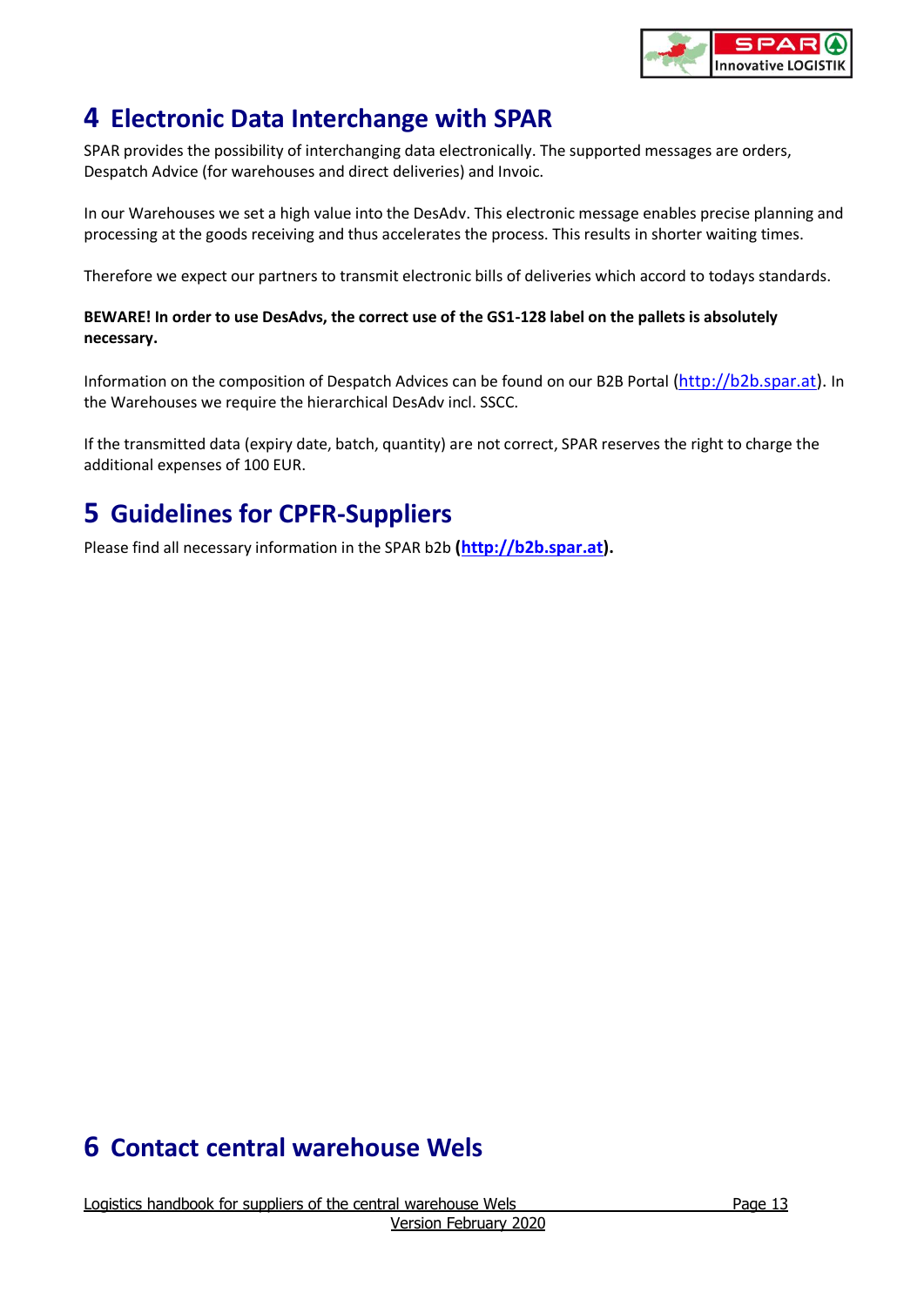# 4 Electronic Data Interchange with SPAR

SPAR provides the possibility of interchanging data electronically. The supported messages are orders, Despatch Advice (for warehouses and direct deliveries) and Invoic.

In our Warehouses we set a high value into the DesAdv. This electronic message enables precise planning and processing at the goods receiving and thus accelerates the process. This results in shorter waiting times.

Therefore we expect our partners to transmit electronic bills of deliveries which accord to todays standards.

**BEWARE! In order to use DesAdvs, the correct use of the GS1-128 label on the pallets is absolutely necessary.**

Information on the composition of Despatch Advices can be found on our B2B Portal (http://b2b.spar.at). In the Warehouses we require the hierarchical DesAdv incl. SSCC.

If the transmitted data (expiry date, batch, quantity) are not correct, SPAR reserves the right to charge the additional expenses of 100 EUR.

# 5 Guidelines for CPFR-Suppliers

Please find all necessary information in the SPAR b2b **(http://b2b.spar.at).**

# 6 Contact central warehouse Wels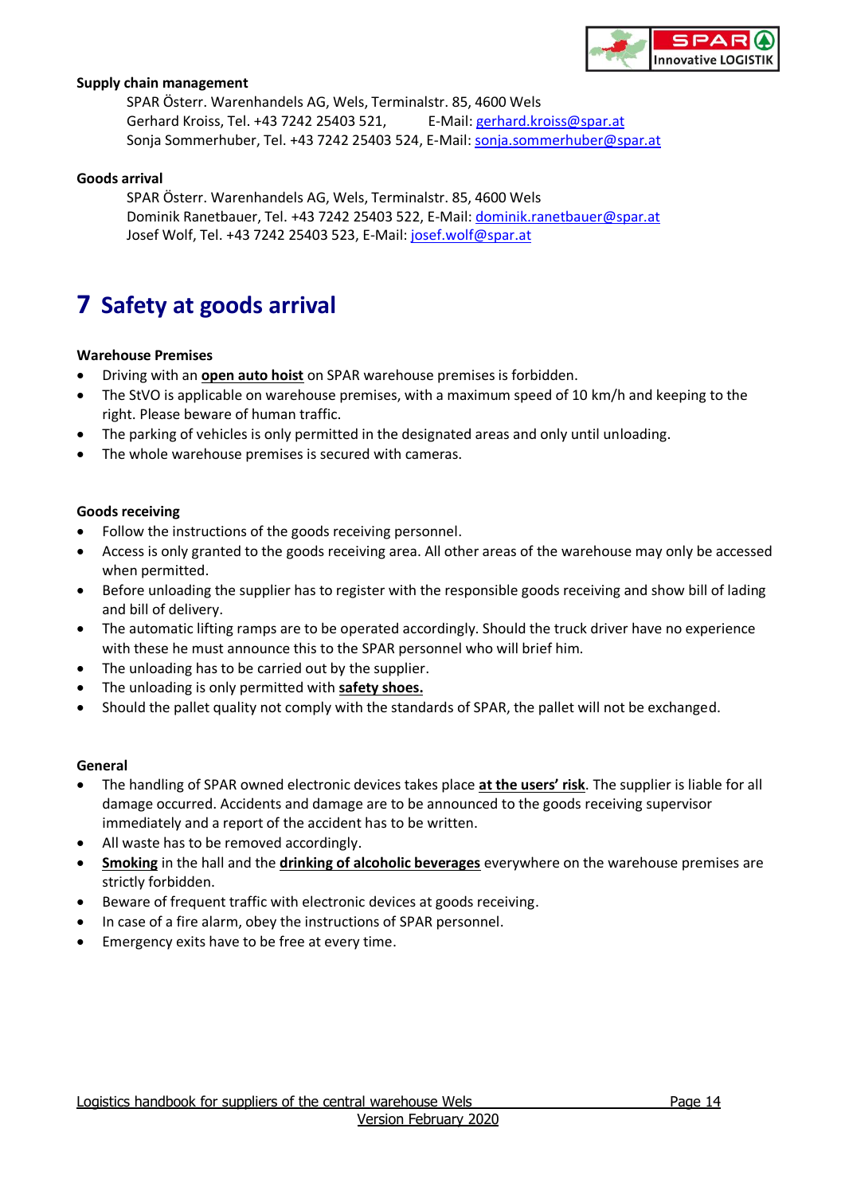**Supply chain management**

SPAR Österr. Warenhandels AG, Wels, Terminalstr. 85, 4600 Wels
Gerhard Kroiss, Tel. +43 7242 25403 521, E-Mail: gerhard.kroiss@spar.at
Sonja Sommerhuber, Tel. +43 7242 25403 524, E-Mail: sonja.sommerhuber@spar.at

**Goods arrival**

SPAR Österr. Warenhandels AG, Wels, Terminalstr. 85, 4600 Wels
Dominik Ranetbauer, Tel. +43 7242 25403 522, E-Mail: dominik.ranetbauer@spar.at
Josef Wolf, Tel. +43 7242 25403 523, E-Mail: josef.wolf@spar.at

# 7 Safety at goods arrival

**Warehouse Premises**

- Driving with an **open auto hoist** on SPAR warehouse premises is forbidden.
- The StVO is applicable on warehouse premises, with a maximum speed of 10 km/h and keeping to the right. Please beware of human traffic.
- The parking of vehicles is only permitted in the designated areas and only until unloading.
- The whole warehouse premises is secured with cameras.

**Goods receiving**

- Follow the instructions of the goods receiving personnel.
- Access is only granted to the goods receiving area. All other areas of the warehouse may only be accessed when permitted.
- Before unloading the supplier has to register with the responsible goods receiving and show bill of lading and bill of delivery.
- The automatic lifting ramps are to be operated accordingly. Should the truck driver have no experience with these he must announce this to the SPAR personnel who will brief him.
- The unloading has to be carried out by the supplier.
- The unloading is only permitted with **safety shoes.**
- Should the pallet quality not comply with the standards of SPAR, the pallet will not be exchanged.

**General**

- The handling of SPAR owned electronic devices takes place **at the users' risk**. The supplier is liable for all damage occurred. Accidents and damage are to be announced to the goods receiving supervisor immediately and a report of the accident has to be written.
- All waste has to be removed accordingly.
- **Smoking** in the hall and the **drinking of alcoholic beverages** everywhere on the warehouse premises are strictly forbidden.
- Beware of frequent traffic with electronic devices at goods receiving.
- In case of a fire alarm, obey the instructions of SPAR personnel.
- Emergency exits have to be free at every time.